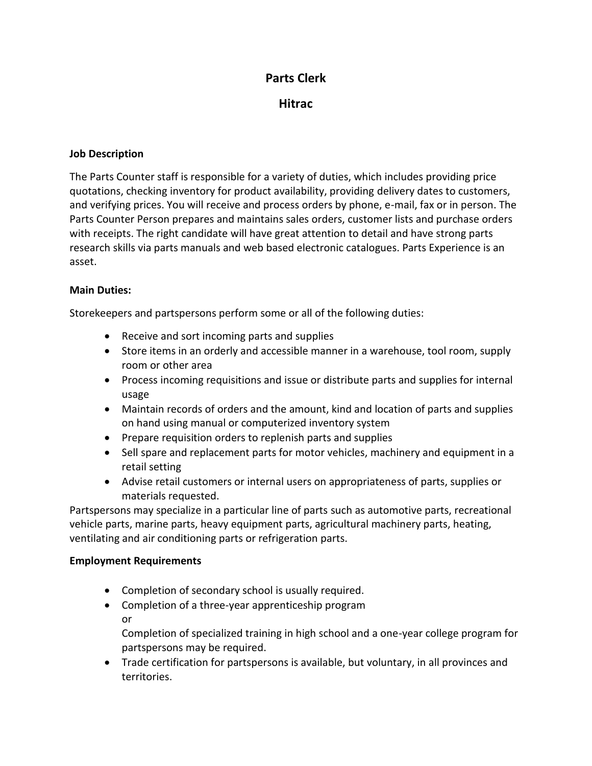# Parts Clerk

## Hitrac

**Job Description**

The Parts Counter staff is responsible for a variety of duties, which includes providing price quotations, checking inventory for product availability, providing delivery dates to customers, and verifying prices. You will receive and process orders by phone, e-mail, fax or in person. The Parts Counter Person prepares and maintains sales orders, customer lists and purchase orders with receipts. The right candidate will have great attention to detail and have strong parts research skills via parts manuals and web based electronic catalogues. Parts Experience is an asset.

**Main Duties:**

Storekeepers and partspersons perform some or all of the following duties:

- Receive and sort incoming parts and supplies
- Store items in an orderly and accessible manner in a warehouse, tool room, supply room or other area
- Process incoming requisitions and issue or distribute parts and supplies for internal usage
- Maintain records of orders and the amount, kind and location of parts and supplies on hand using manual or computerized inventory system
- Prepare requisition orders to replenish parts and supplies
- Sell spare and replacement parts for motor vehicles, machinery and equipment in a retail setting
- Advise retail customers or internal users on appropriateness of parts, supplies or materials requested.

Partspersons may specialize in a particular line of parts such as automotive parts, recreational vehicle parts, marine parts, heavy equipment parts, agricultural machinery parts, heating, ventilating and air conditioning parts or refrigeration parts.

**Employment Requirements**

- Completion of secondary school is usually required.
- Completion of a three-year apprenticeship program
  or
  Completion of specialized training in high school and a one-year college program for partspersons may be required.
- Trade certification for partspersons is available, but voluntary, in all provinces and territories.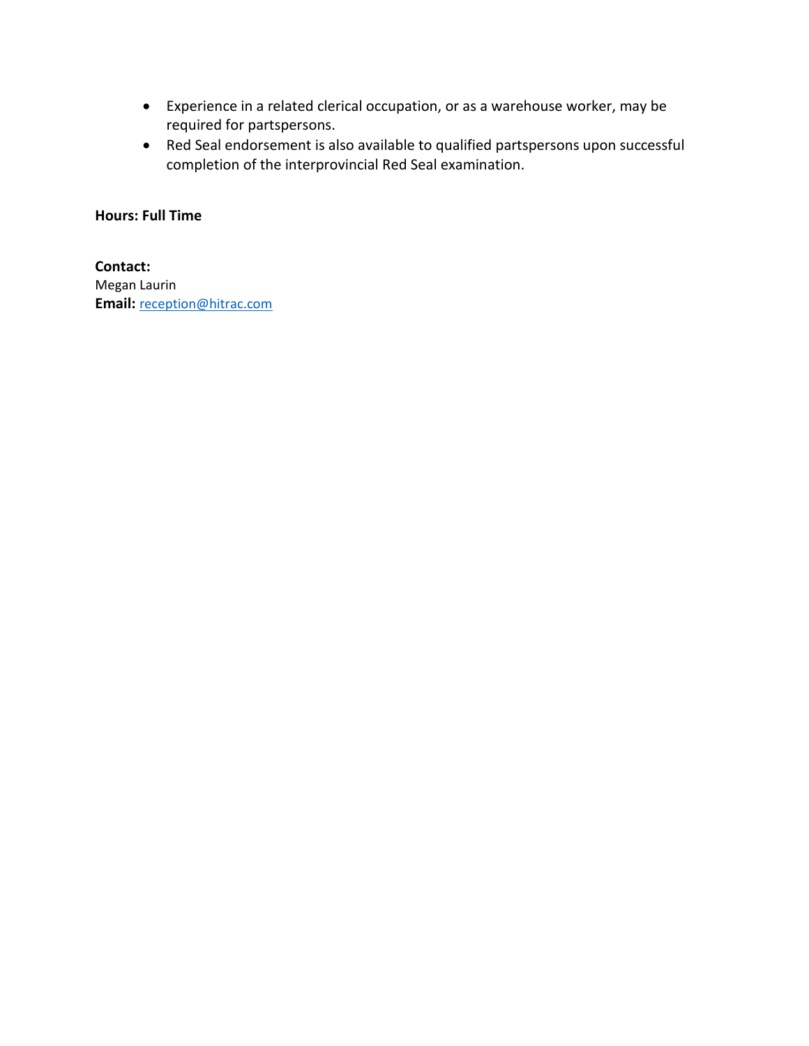- Experience in a related clerical occupation, or as a warehouse worker, may be required for partspersons.
- Red Seal endorsement is also available to qualified partspersons upon successful completion of the interprovincial Red Seal examination.

**Hours: Full Time**

**Contact:**
Megan Laurin
**Email:** reception@hitrac.com